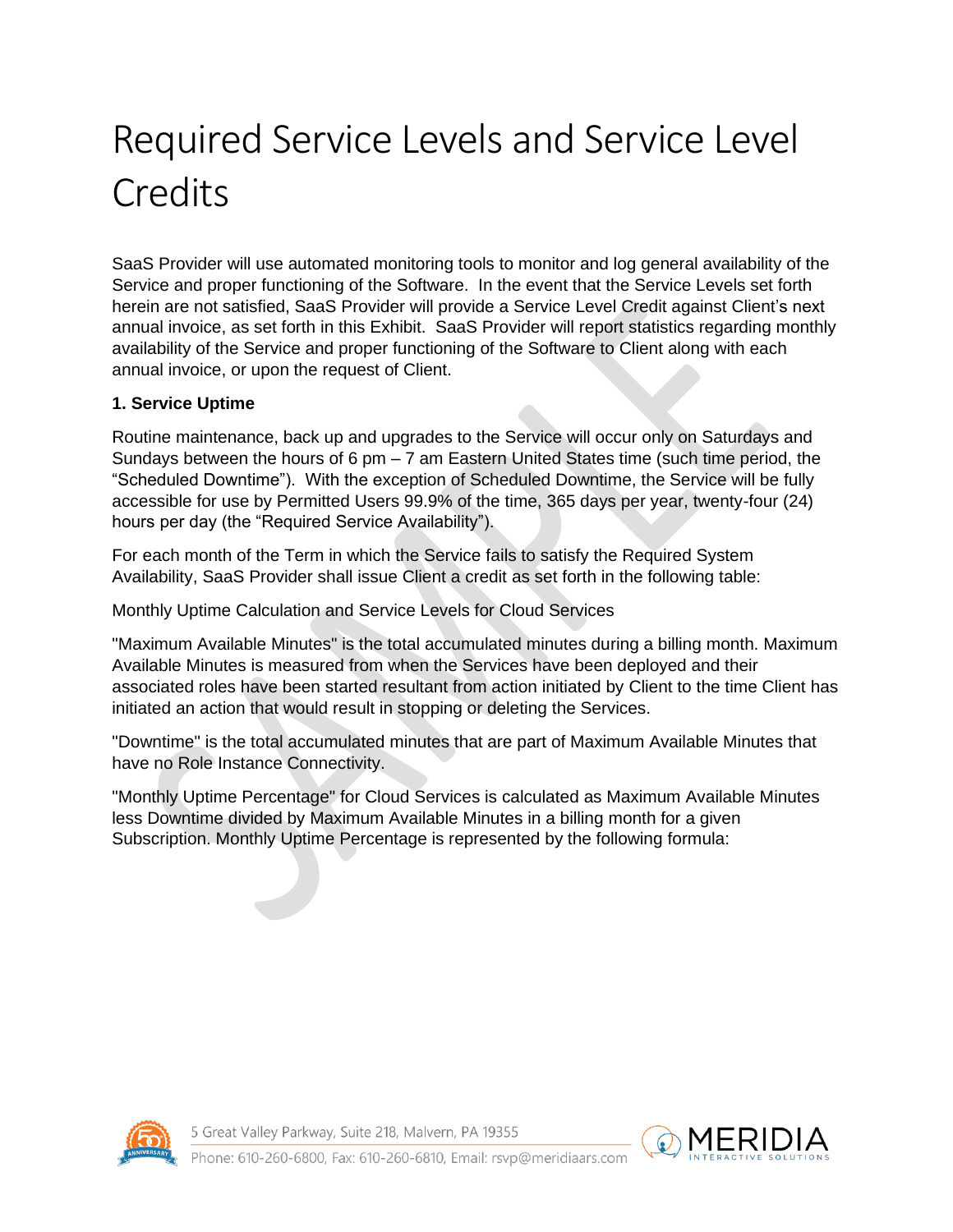# Required Service Levels and Service Level Credits

SaaS Provider will use automated monitoring tools to monitor and log general availability of the Service and proper functioning of the Software. In the event that the Service Levels set forth herein are not satisfied, SaaS Provider will provide a Service Level Credit against Client's next annual invoice, as set forth in this Exhibit. SaaS Provider will report statistics regarding monthly availability of the Service and proper functioning of the Software to Client along with each annual invoice, or upon the request of Client.

**1. Service Uptime**

Routine maintenance, back up and upgrades to the Service will occur only on Saturdays and Sundays between the hours of 6 pm – 7 am Eastern United States time (such time period, the "Scheduled Downtime"). With the exception of Scheduled Downtime, the Service will be fully accessible for use by Permitted Users 99.9% of the time, 365 days per year, twenty-four (24) hours per day (the "Required Service Availability").

For each month of the Term in which the Service fails to satisfy the Required System Availability, SaaS Provider shall issue Client a credit as set forth in the following table:

Monthly Uptime Calculation and Service Levels for Cloud Services

"Maximum Available Minutes" is the total accumulated minutes during a billing month. Maximum Available Minutes is measured from when the Services have been deployed and their associated roles have been started resultant from action initiated by Client to the time Client has initiated an action that would result in stopping or deleting the Services.

"Downtime" is the total accumulated minutes that are part of Maximum Available Minutes that have no Role Instance Connectivity.

"Monthly Uptime Percentage" for Cloud Services is calculated as Maximum Available Minutes less Downtime divided by Maximum Available Minutes in a billing month for a given Subscription. Monthly Uptime Percentage is represented by the following formula: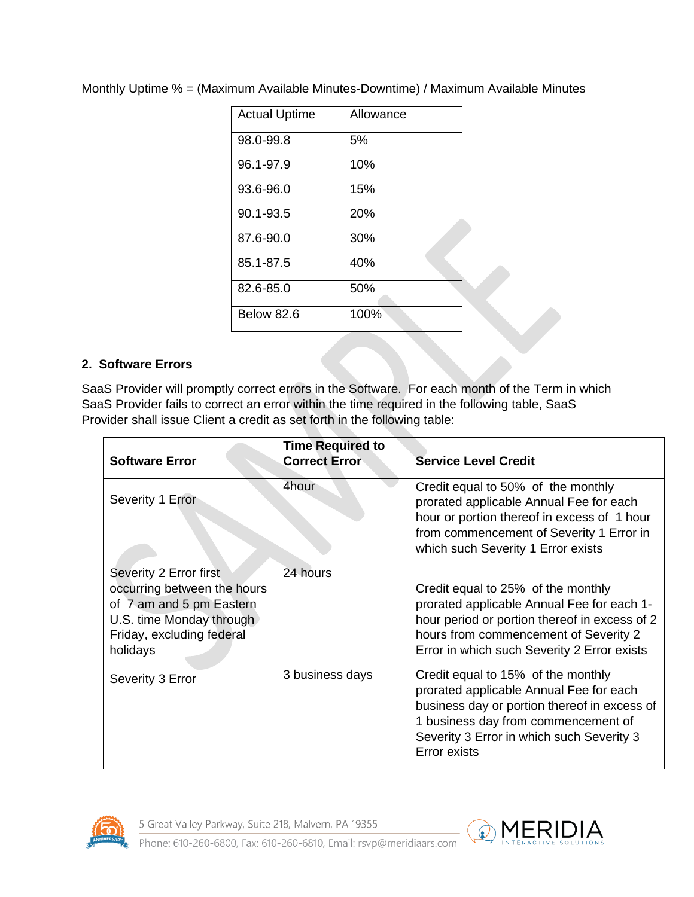Monthly Uptime % = (Maximum Available Minutes-Downtime) / Maximum Available Minutes

| Actual Uptime | Allowance |
|---|---|
| 98.0-99.8 | 5% |
| 96.1-97.9 | 10% |
| 93.6-96.0 | 15% |
| 90.1-93.5 | 20% |
| 87.6-90.0 | 30% |
| 85.1-87.5 | 40% |
| 82.6-85.0 | 50% |
| Below 82.6 | 100% |

## 2. Software Errors

SaaS Provider will promptly correct errors in the Software. For each month of the Term in which SaaS Provider fails to correct an error within the time required in the following table, SaaS Provider shall issue Client a credit as set forth in the following table:

| Software Error | Time Required to Correct Error | Service Level Credit |
|---|---|---|
| Severity 1 Error | 4hour | Credit equal to 50% of the monthly prorated applicable Annual Fee for each hour or portion thereof in excess of 1 hour from commencement of Severity 1 Error in which such Severity 1 Error exists |
| Severity 2 Error first occurring between the hours of 7 am and 5 pm Eastern U.S. time Monday through Friday, excluding federal holidays | 24 hours | Credit equal to 25% of the monthly prorated applicable Annual Fee for each 1-hour period or portion thereof in excess of 2 hours from commencement of Severity 2 Error in which such Severity 2 Error exists |
| Severity 3 Error | 3 business days | Credit equal to 15% of the monthly prorated applicable Annual Fee for each business day or portion thereof in excess of 1 business day from commencement of Severity 3 Error in which such Severity 3 Error exists |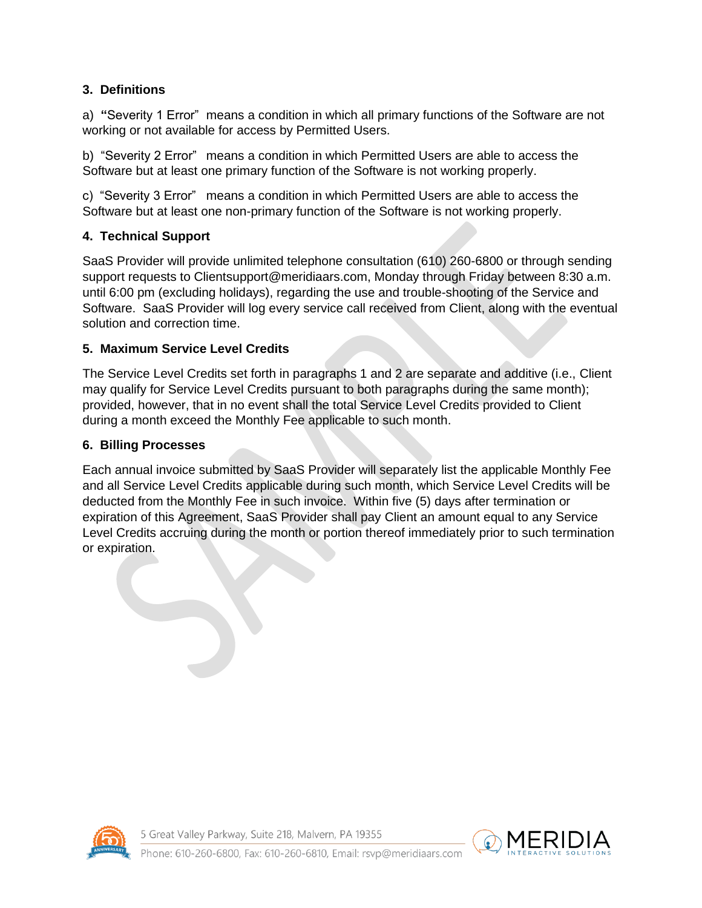## 3. Definitions

a) "Severity 1 Error" means a condition in which all primary functions of the Software are not working or not available for access by Permitted Users.

b) "Severity 2 Error" means a condition in which Permitted Users are able to access the Software but at least one primary function of the Software is not working properly.

c) "Severity 3 Error" means a condition in which Permitted Users are able to access the Software but at least one non-primary function of the Software is not working properly.

## 4. Technical Support

SaaS Provider will provide unlimited telephone consultation (610) 260-6800 or through sending support requests to Clientsupport@meridiaars.com, Monday through Friday between 8:30 a.m. until 6:00 pm (excluding holidays), regarding the use and trouble-shooting of the Service and Software. SaaS Provider will log every service call received from Client, along with the eventual solution and correction time.

## 5. Maximum Service Level Credits

The Service Level Credits set forth in paragraphs 1 and 2 are separate and additive (i.e., Client may qualify for Service Level Credits pursuant to both paragraphs during the same month); provided, however, that in no event shall the total Service Level Credits provided to Client during a month exceed the Monthly Fee applicable to such month.

## 6. Billing Processes

Each annual invoice submitted by SaaS Provider will separately list the applicable Monthly Fee and all Service Level Credits applicable during such month, which Service Level Credits will be deducted from the Monthly Fee in such invoice. Within five (5) days after termination or expiration of this Agreement, SaaS Provider shall pay Client an amount equal to any Service Level Credits accruing during the month or portion thereof immediately prior to such termination or expiration.